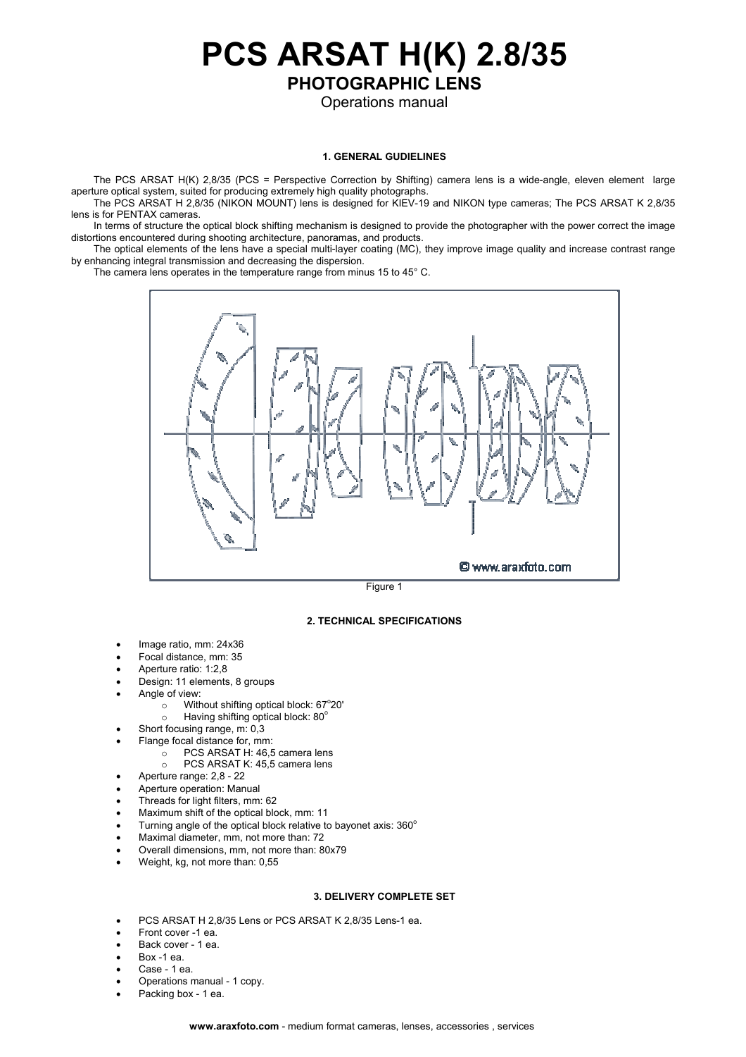# PCS ARSAT H(K) 2.8/35

## PHOTOGRAPHIC LENS

Operations manual

### 1. GENERAL GUDIELINES

The PCS ARSAT H(K) 2,8/35 (PCS = Perspective Correction by Shifting) camera lens is a wide-angle, eleven element large aperture optical system, suited for producing extremely high quality photographs.

The PCS ARSAT H 2,8/35 (NIKON MOUNT) lens is designed for KIEV-19 and NIKON type cameras; The PCS ARSAT K 2,8/35 lens is for PENTAX cameras.

In terms of structure the optical block shifting mechanism is designed to provide the photographer with the power correct the image distortions encountered during shooting architecture, panoramas, and products.

The optical elements of the lens have a special multi-layer coating (MC), they improve image quality and increase contrast range by enhancing integral transmission and decreasing the dispersion.

The camera lens operates in the temperature range from minus 15 to 45° C.

© www.araxfoto.com

Figure 1

### 2. TECHNICAL SPECIFICATIONS

- Image ratio, mm: 24x36
- Focal distance, mm: 35
- Aperture ratio: 1:2,8
- Design: 11 elements, 8 groups
- Angle of view:
  - Without shifting optical block: 67°20'
  - Having shifting optical block: 80°
- Short focusing range, m: 0,3
- Flange focal distance for, mm:
  - PCS ARSAT H: 46,5 camera lens
  - PCS ARSAT K: 45,5 camera lens
- Aperture range: 2,8 - 22
- Aperture operation: Manual
- Threads for light filters, mm: 62
- Maximum shift of the optical block, mm: 11
- Turning angle of the optical block relative to bayonet axis: 360°
- Maximal diameter, mm, not more than: 72
- Overall dimensions, mm, not more than: 80x79
- Weight, kg, not more than: 0,55

### 3. DELIVERY COMPLETE SET

- PCS ARSAT H 2,8/35 Lens or PCS ARSAT K 2,8/35 Lens-1 ea.
- Front cover -1 ea.
- Back cover - 1 ea.
- Box -1 ea.
- Case - 1 ea.
- Operations manual - 1 copy.
- Packing box - 1 ea.

**www.araxfoto.com** - medium format cameras, lenses, accessories , services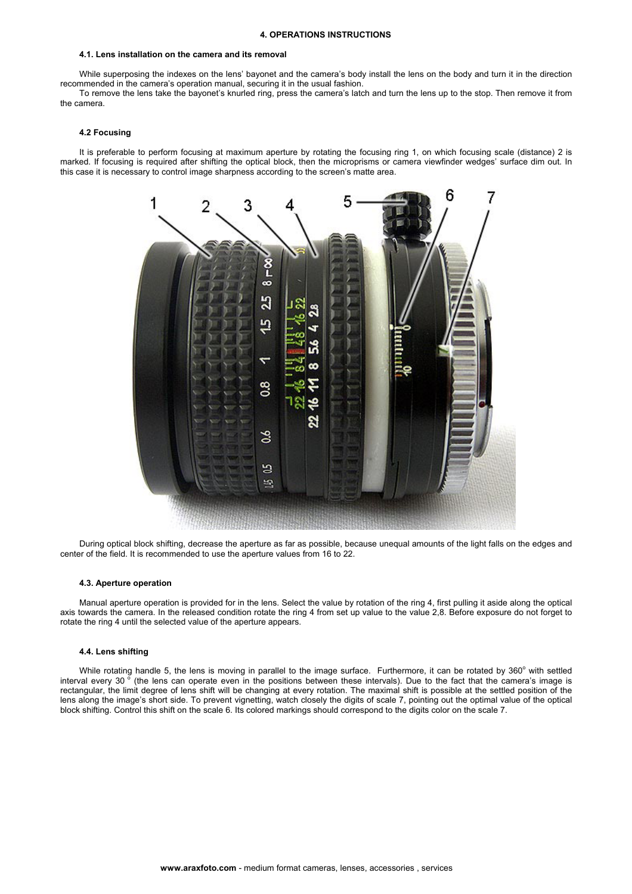## 4. OPERATIONS INSTRUCTIONS

### 4.1. Lens installation on the camera and its removal

While superposing the indexes on the lens' bayonet and the camera's body install the lens on the body and turn it in the direction recommended in the camera's operation manual, securing it in the usual fashion.

To remove the lens take the bayonet's knurled ring, press the camera's latch and turn the lens up to the stop. Then remove it from the camera.

### 4.2 Focusing

It is preferable to perform focusing at maximum aperture by rotating the focusing ring 1, on which focusing scale (distance) 2 is marked. If focusing is required after shifting the optical block, then the microprisms or camera viewfinder wedges' surface dim out. In this case it is necessary to control image sharpness according to the screen's matte area.

During optical block shifting, decrease the aperture as far as possible, because unequal amounts of the light falls on the edges and center of the field. It is recommended to use the aperture values from 16 to 22.

### 4.3. Aperture operation

Manual aperture operation is provided for in the lens. Select the value by rotation of the ring 4, first pulling it aside along the optical axis towards the camera. In the released condition rotate the ring 4 from set up value to the value 2,8. Before exposure do not forget to rotate the ring 4 until the selected value of the aperture appears.

### 4.4. Lens shifting

While rotating handle 5, the lens is moving in parallel to the image surface. Furthermore, it can be rotated by 360° with settled interval every 30° (the lens can operate even in the positions between these intervals). Due to the fact that the camera's image is rectangular, the limit degree of lens shift will be changing at every rotation. The maximal shift is possible at the settled position of the lens along the image's short side. To prevent vignetting, watch closely the digits of scale 7, pointing out the optimal value of the optical block shifting. Control this shift on the scale 6. Its colored markings should correspond to the digits color on the scale 7.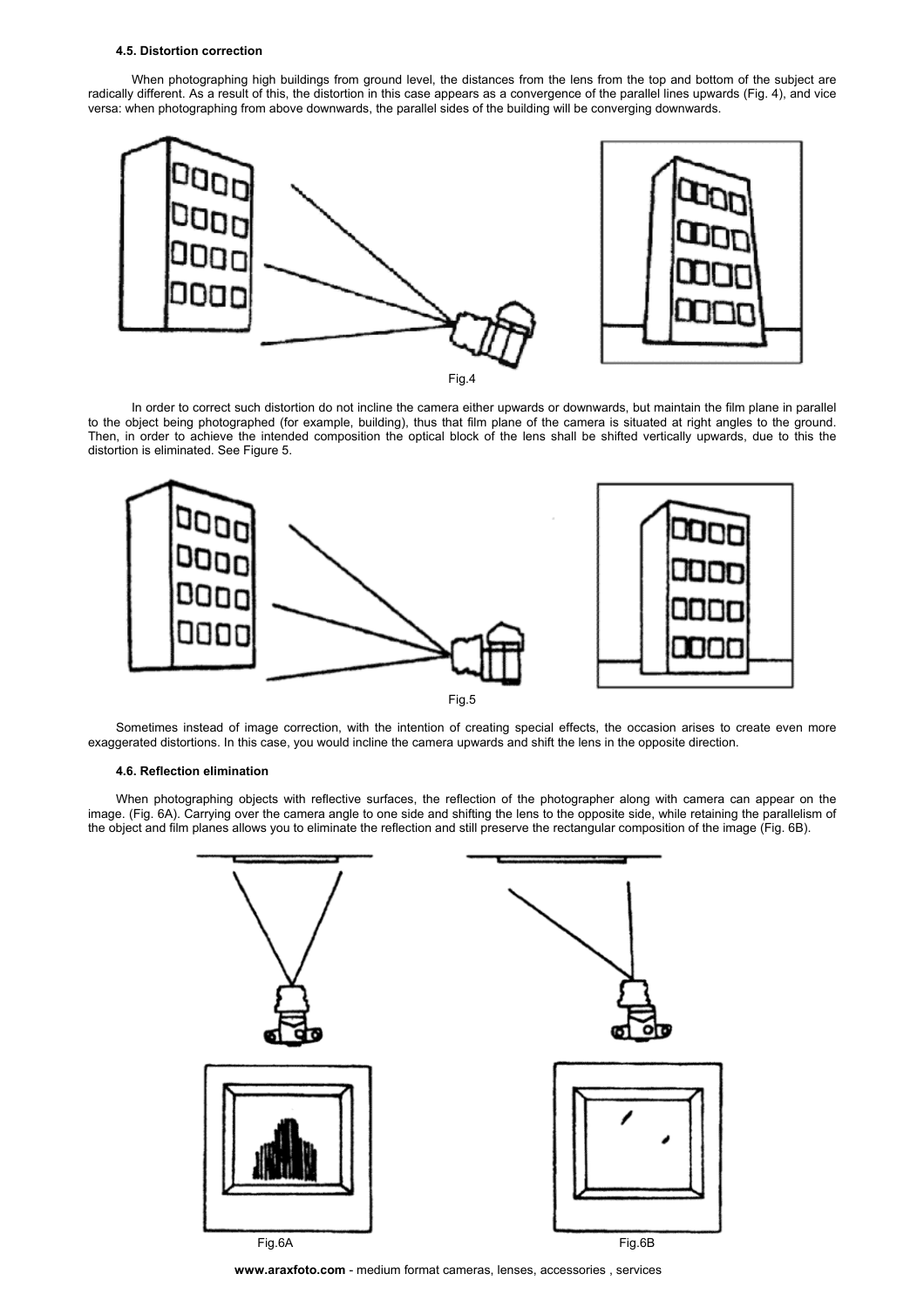#### 4.5. Distortion correction

When photographing high buildings from ground level, the distances from the lens from the top and bottom of the subject are radically different. As a result of this, the distortion in this case appears as a convergence of the parallel lines upwards (Fig. 4), and vice versa: when photographing from above downwards, the parallel sides of the building will be converging downwards.

Fig.4

In order to correct such distortion do not incline the camera either upwards or downwards, but maintain the film plane in parallel to the object being photographed (for example, building), thus that film plane of the camera is situated at right angles to the ground. Then, in order to achieve the intended composition the optical block of the lens shall be shifted vertically upwards, due to this the distortion is eliminated. See Figure 5.

Fig.5

Sometimes instead of image correction, with the intention of creating special effects, the occasion arises to create even more exaggerated distortions. In this case, you would incline the camera upwards and shift the lens in the opposite direction.

#### 4.6. Reflection elimination

When photographing objects with reflective surfaces, the reflection of the photographer along with camera can appear on the image. (Fig. 6A). Carrying over the camera angle to one side and shifting the lens to the opposite side, while retaining the parallelism of the object and film planes allows you to eliminate the reflection and still preserve the rectangular composition of the image (Fig. 6B).

Fig.6A

Fig.6B

**www.araxfoto.com** - medium format cameras, lenses, accessories , services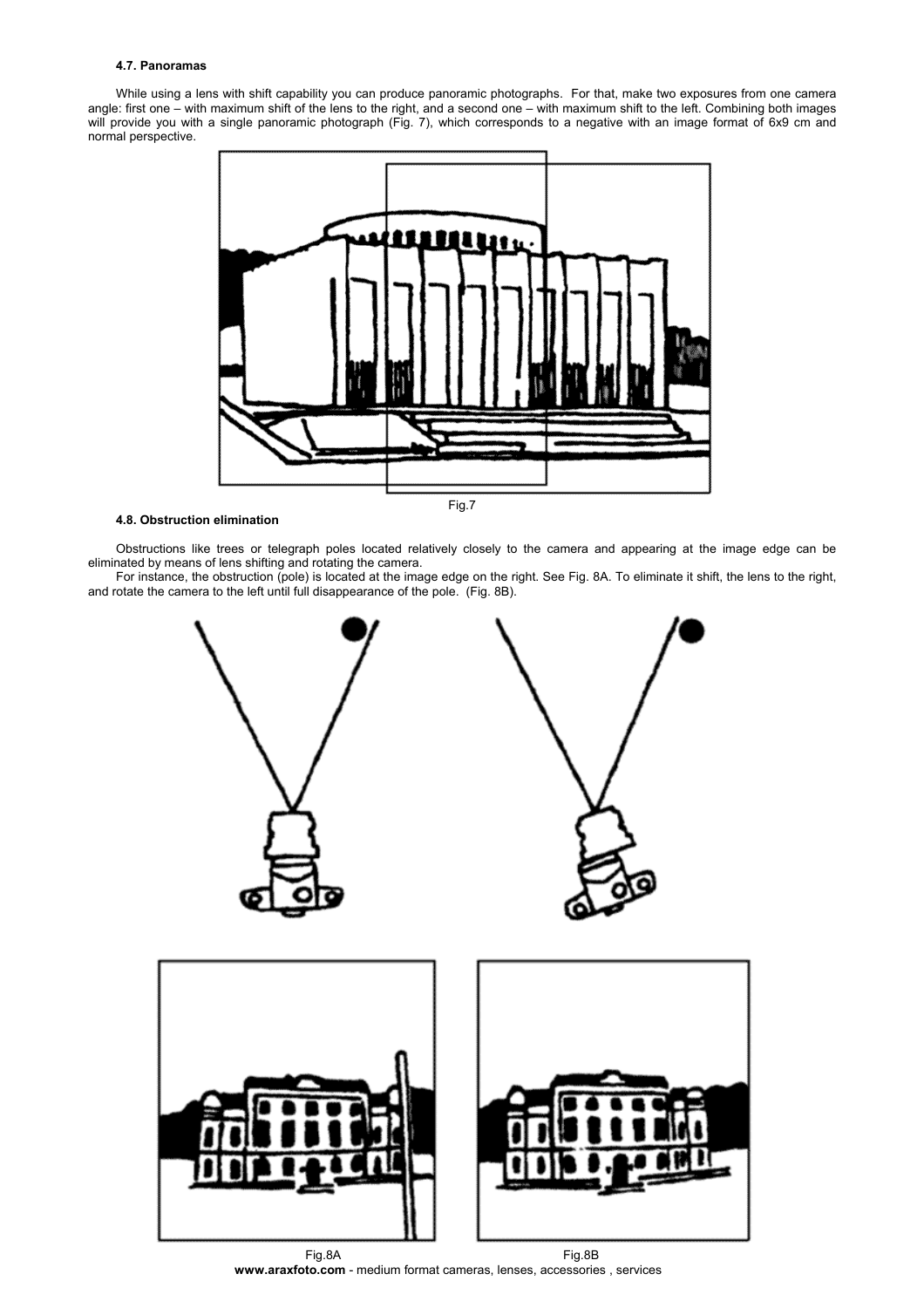### 4.7. Panoramas

While using a lens with shift capability you can produce panoramic photographs. For that, make two exposures from one camera angle: first one – with maximum shift of the lens to the right, and a second one – with maximum shift to the left. Combining both images will provide you with a single panoramic photograph (Fig. 7), which corresponds to a negative with an image format of 6x9 cm and normal perspective.

Fig.7

### 4.8. Obstruction elimination

Obstructions like trees or telegraph poles located relatively closely to the camera and appearing at the image edge can be eliminated by means of lens shifting and rotating the camera.

For instance, the obstruction (pole) is located at the image edge on the right. See Fig. 8A. To eliminate it shift, the lens to the right, and rotate the camera to the left until full disappearance of the pole. (Fig. 8B).

Fig.8A

Fig.8B

**www.araxfoto.com** - medium format cameras, lenses, accessories , services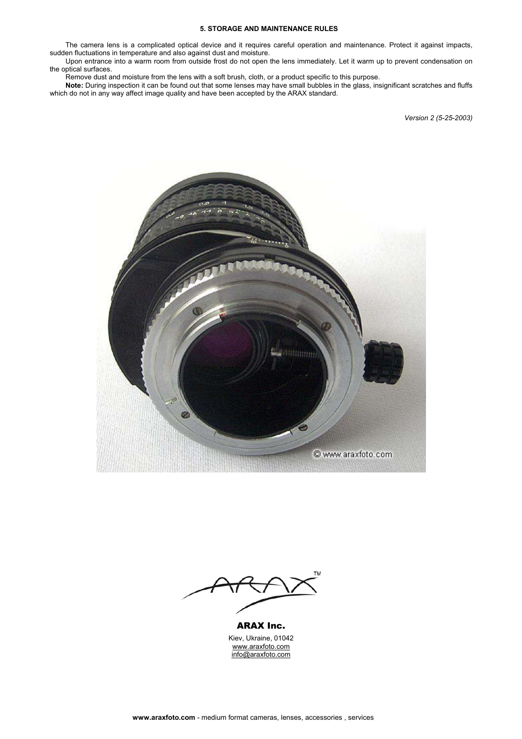### 5. STORAGE AND MAINTENANCE RULES

The camera lens is a complicated optical device and it requires careful operation and maintenance. Protect it against impacts, sudden fluctuations in temperature and also against dust and moisture.

Upon entrance into a warm room from outside frost do not open the lens immediately. Let it warm up to prevent condensation on the optical surfaces.

Remove dust and moisture from the lens with a soft brush, cloth, or a product specific to this purpose.

**Note:** During inspection it can be found out that some lenses may have small bubbles in the glass, insignificant scratches and fluffs which do not in any way affect image quality and have been accepted by the ARAX standard.

*Version 2 (5-25-2003)*

© www.araxfoto.com

ARAX™

**ARAX Inc.**

Kiev, Ukraine, 01042
www.araxfoto.com
info@araxfoto.com

**www.araxfoto.com** - medium format cameras, lenses, accessories , services